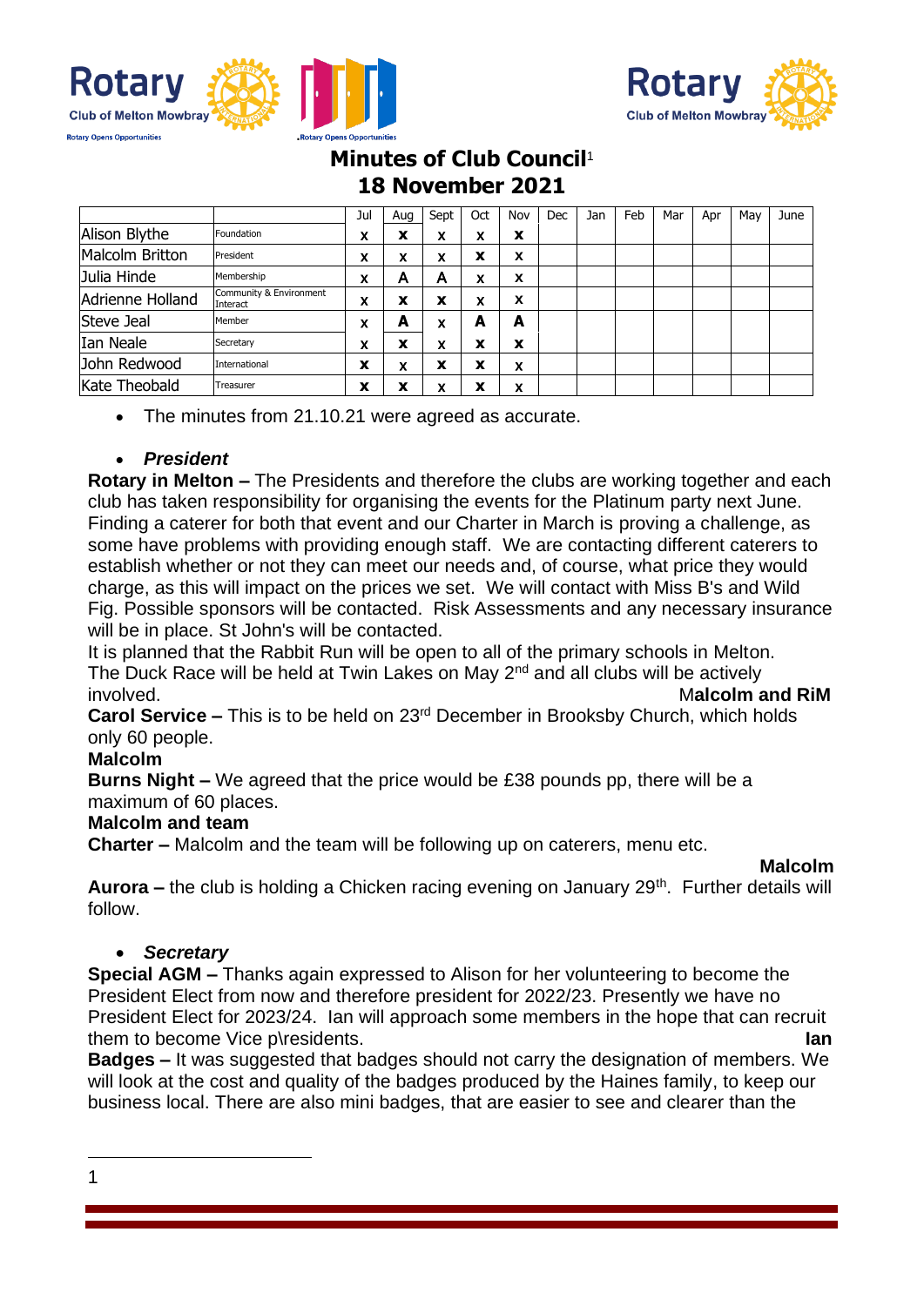# Minutes of Club Council[1]
## 18 November 2021

| | | Jul | Aug | Sept | Oct | Nov | Dec | Jan | Feb | Mar | Apr | May | June |
|---|---|---|---|---|---|---|---|---|---|---|---|---|---|
| Alison Blythe | Foundation | x | x | x | x | x | | | | | | | |
| Malcolm Britton | President | x | x | x | x | x | | | | | | | |
| Julia Hinde | Membership | x | A | A | x | x | | | | | | | |
| Adrienne Holland | Community & Environment Interact | x | x | x | x | x | | | | | | | |
| Steve Jeal | Member | x | A | x | A | A | | | | | | | |
| Ian Neale | Secretary | x | x | x | x | x | | | | | | | |
| John Redwood | International | x | x | x | x | x | | | | | | | |
| Kate Theobald | Treasurer | x | x | x | x | x | | | | | | | |

- The minutes from 21.10.21 were agreed as accurate.

- ***President***

**Rotary in Melton –** The Presidents and therefore the clubs are working together and each club has taken responsibility for organising the events for the Platinum party next June. Finding a caterer for both that event and our Charter in March is proving a challenge, as some have problems with providing enough staff. We are contacting different caterers to establish whether or not they can meet our needs and, of course, what price they would charge, as this will impact on the prices we set. We will contact with Miss B's and Wild Fig. Possible sponsors will be contacted. Risk Assessments and any necessary insurance will be in place. St John's will be contacted.
It is planned that the Rabbit Run will be open to all of the primary schools in Melton.
The Duck Race will be held at Twin Lakes on May 2nd and all clubs will be actively involved. **Malcolm and RiM**

**Carol Service –** This is to be held on 23rd December in Brooksby Church, which holds only 60 people.
**Malcolm**

**Burns Night –** We agreed that the price would be £38 pounds pp, there will be a maximum of 60 places.
**Malcolm and team**

**Charter –** Malcolm and the team will be following up on caterers, menu etc.
**Malcolm**

**Aurora –** the club is holding a Chicken racing evening on January 29th. Further details will follow.

- ***Secretary***

**Special AGM –** Thanks again expressed to Alison for her volunteering to become the President Elect from now and therefore president for 2022/23. Presently we have no President Elect for 2023/24. Ian will approach some members in the hope that can recruit them to become Vice p\residents. **Ian**

**Badges –** It was suggested that badges should not carry the designation of members. We will look at the cost and quality of the badges produced by the Haines family, to keep our business local. There are also mini badges, that are easier to see and clearer than the

1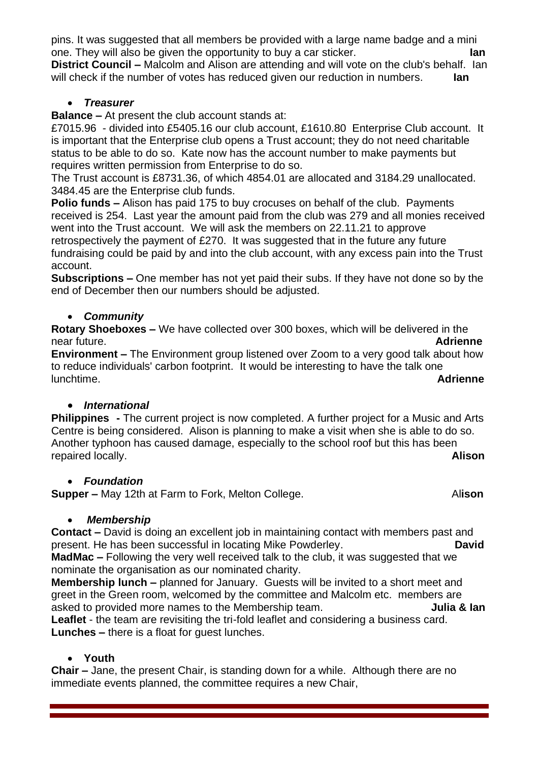pins. It was suggested that all members be provided with a large name badge and a mini one. They will also be given the opportunity to buy a car sticker. **Ian**

**District Council –** Malcolm and Alison are attending and will vote on the club's behalf. Ian will check if the number of votes has reduced given our reduction in numbers. **Ian**

- ***Treasurer***

**Balance –** At present the club account stands at:

£7015.96 - divided into £5405.16 our club account, £1610.80 Enterprise Club account. It is important that the Enterprise club opens a Trust account; they do not need charitable status to be able to do so. Kate now has the account number to make payments but requires written permission from Enterprise to do so.

The Trust account is £8731.36, of which 4854.01 are allocated and 3184.29 unallocated. 3484.45 are the Enterprise club funds.

**Polio funds –** Alison has paid 175 to buy crocuses on behalf of the club. Payments received is 254. Last year the amount paid from the club was 279 and all monies received went into the Trust account. We will ask the members on 22.11.21 to approve retrospectively the payment of £270. It was suggested that in the future any future fundraising could be paid by and into the club account, with any excess pain into the Trust account.

**Subscriptions –** One member has not yet paid their subs. If they have not done so by the end of December then our numbers should be adjusted.

- ***Community***

**Rotary Shoeboxes –** We have collected over 300 boxes, which will be delivered in the near future. **Adrienne**

**Environment –** The Environment group listened over Zoom to a very good talk about how to reduce individuals' carbon footprint. It would be interesting to have the talk one lunchtime. **Adrienne**

- ***International***

**Philippines -** The current project is now completed. A further project for a Music and Arts Centre is being considered. Alison is planning to make a visit when she is able to do so. Another typhoon has caused damage, especially to the school roof but this has been repaired locally. **Alison**

- ***Foundation***

**Supper –** May 12th at Farm to Fork, Melton College. Al**ison**

- ***Membership***

**Contact –** David is doing an excellent job in maintaining contact with members past and present. He has been successful in locating Mike Powderley. **David**

**MadMac –** Following the very well received talk to the club, it was suggested that we nominate the organisation as our nominated charity.

**Membership lunch –** planned for January. Guests will be invited to a short meet and greet in the Green room, welcomed by the committee and Malcolm etc. members are asked to provided more names to the Membership team. **Julia & Ian**

**Leaflet** - the team are revisiting the tri-fold leaflet and considering a business card.

**Lunches –** there is a float for guest lunches.

- **Youth**

**Chair –** Jane, the present Chair, is standing down for a while. Although there are no immediate events planned, the committee requires a new Chair,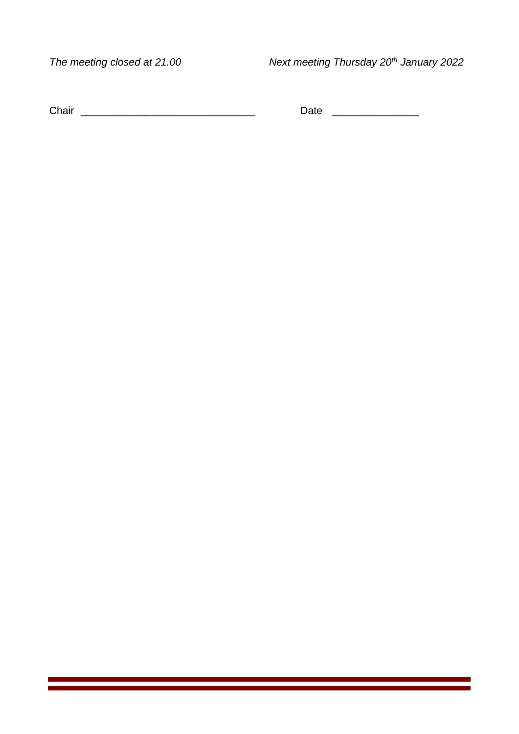*The meeting closed at 21.00* *Next meeting Thursday 20th January 2022*

Chair ______________________________ Date _______________